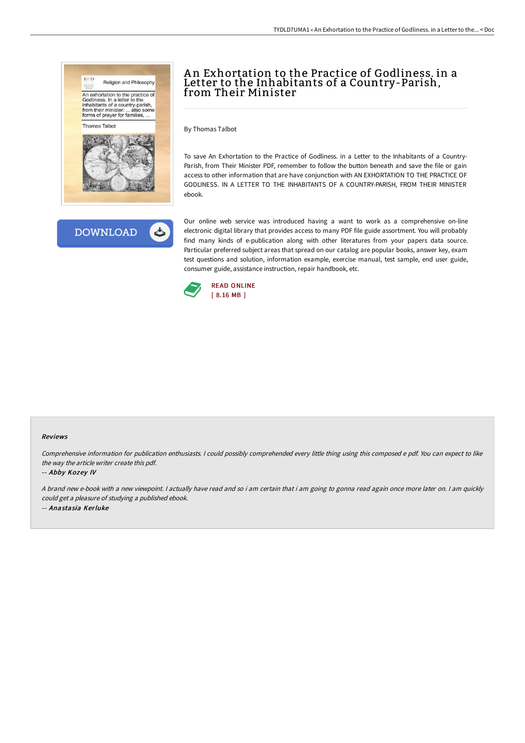# An Exhortation to the Practice of Godliness. in a Letter to the Inhabitants of a Country-Parish, from Their Minister

By Thomas Talbot

To save An Exhortation to the Practice of Godliness. in a Letter to the Inhabitants of a Country-Parish, from Their Minister PDF, remember to follow the button beneath and save the file or gain access to other information that are have conjunction with AN EXHORTATION TO THE PRACTICE OF GODLINESS. IN A LETTER TO THE INHABITANTS OF A COUNTRY-PARISH, FROM THEIR MINISTER ebook.

DOWNLOAD

Our online web service was introduced having a want to work as a comprehensive on-line electronic digital library that provides access to many PDF file guide assortment. You will probably find many kinds of e-publication along with other literatures from your papers data source. Particular preferred subject areas that spread on our catalog are popular books, answer key, exam test questions and solution, information example, exercise manual, test sample, end user guide, consumer guide, assistance instruction, repair handbook, etc.

READ ONLINE
[ 8.16 MB ]

### Reviews

*Comprehensive information for publication enthusiasts. I could possibly comprehended every little thing using this composed e pdf. You can expect to like the way the article writer create this pdf.*

-- *Abby Kozey IV*

*A brand new e-book with a new viewpoint. I actually have read and so i am certain that i am going to gonna read again once more later on. I am quickly could get a pleasure of studying a published ebook.*

-- *Anastasia Kerluke*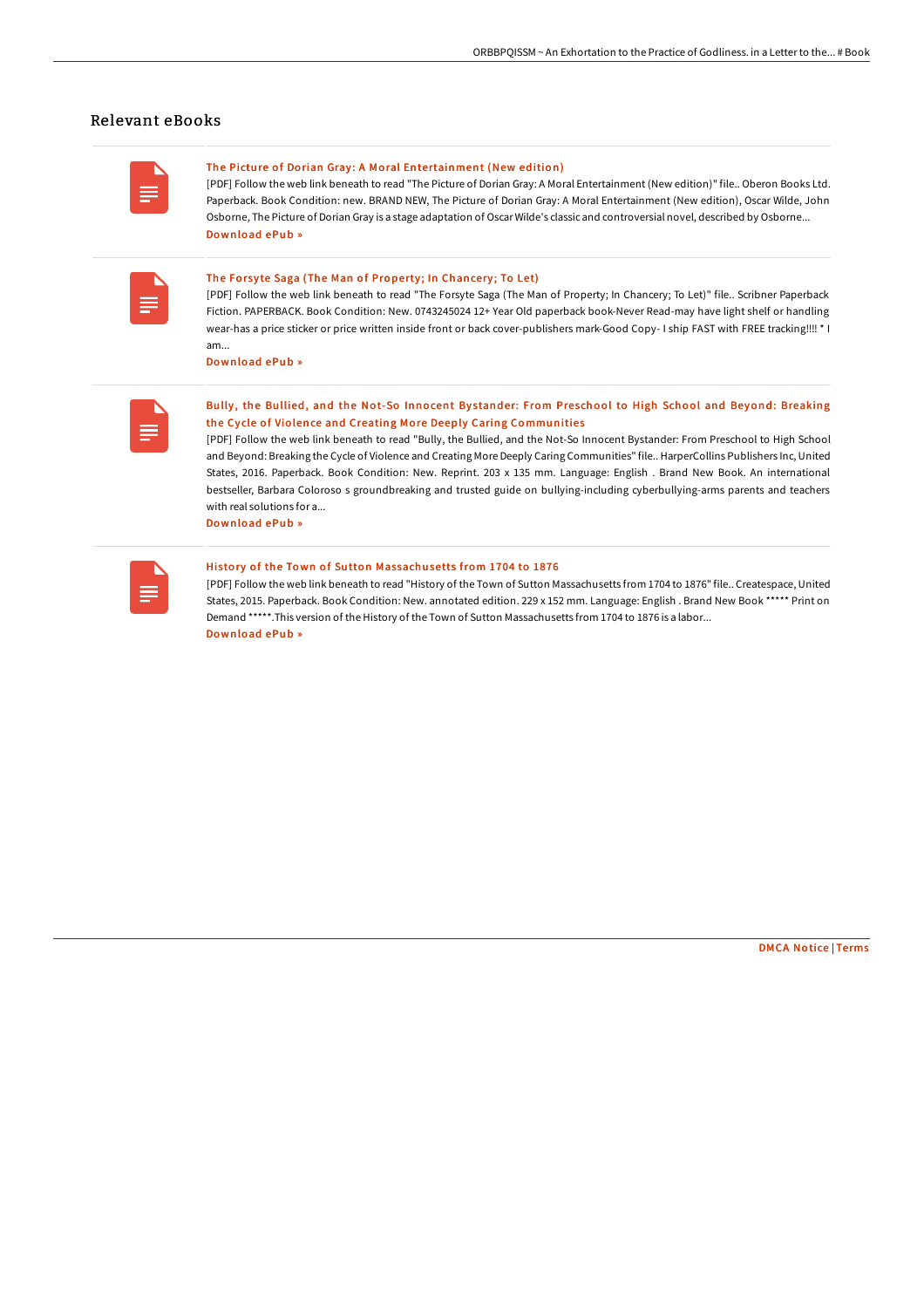## Relevant eBooks

### The Picture of Dorian Gray: A Moral Entertainment (New edition)

[PDF] Follow the web link beneath to read "The Picture of Dorian Gray: A Moral Entertainment (New edition)" file.. Oberon Books Ltd. Paperback. Book Condition: new. BRAND NEW, The Picture of Dorian Gray: A Moral Entertainment (New edition), Oscar Wilde, John Osborne, The Picture of Dorian Gray is a stage adaptation of Oscar Wilde's classic and controversial novel, described by Osborne...

Download ePub »

### The Forsyte Saga (The Man of Property; In Chancery; To Let)

[PDF] Follow the web link beneath to read "The Forsyte Saga (The Man of Property; In Chancery; To Let)" file.. Scribner Paperback Fiction. PAPERBACK. Book Condition: New. 0743245024 12+ Year Old paperback book-Never Read-may have light shelf or handling wear-has a price sticker or price written inside front or back cover-publishers mark-Good Copy- I ship FAST with FREE tracking!!!! * I am...

Download ePub »

### Bully, the Bullied, and the Not-So Innocent Bystander: From Preschool to High School and Beyond: Breaking the Cycle of Violence and Creating More Deeply Caring Communities

[PDF] Follow the web link beneath to read "Bully, the Bullied, and the Not-So Innocent Bystander: From Preschool to High School and Beyond: Breaking the Cycle of Violence and Creating More Deeply Caring Communities" file.. HarperCollins Publishers Inc, United States, 2016. Paperback. Book Condition: New. Reprint. 203 x 135 mm. Language: English . Brand New Book. An international bestseller, Barbara Coloroso s groundbreaking and trusted guide on bullying-including cyberbullying-arms parents and teachers with real solutions for a...

Download ePub »

### History of the Town of Sutton Massachusetts from 1704 to 1876

[PDF] Follow the web link beneath to read "History of the Town of Sutton Massachusetts from 1704 to 1876" file.. Createspace, United States, 2015. Paperback. Book Condition: New. annotated edition. 229 x 152 mm. Language: English . Brand New Book ***** Print on Demand *****.This version of the History of the Town of Sutton Massachusetts from 1704 to 1876 is a labor...

Download ePub »

DMCA Notice | Terms